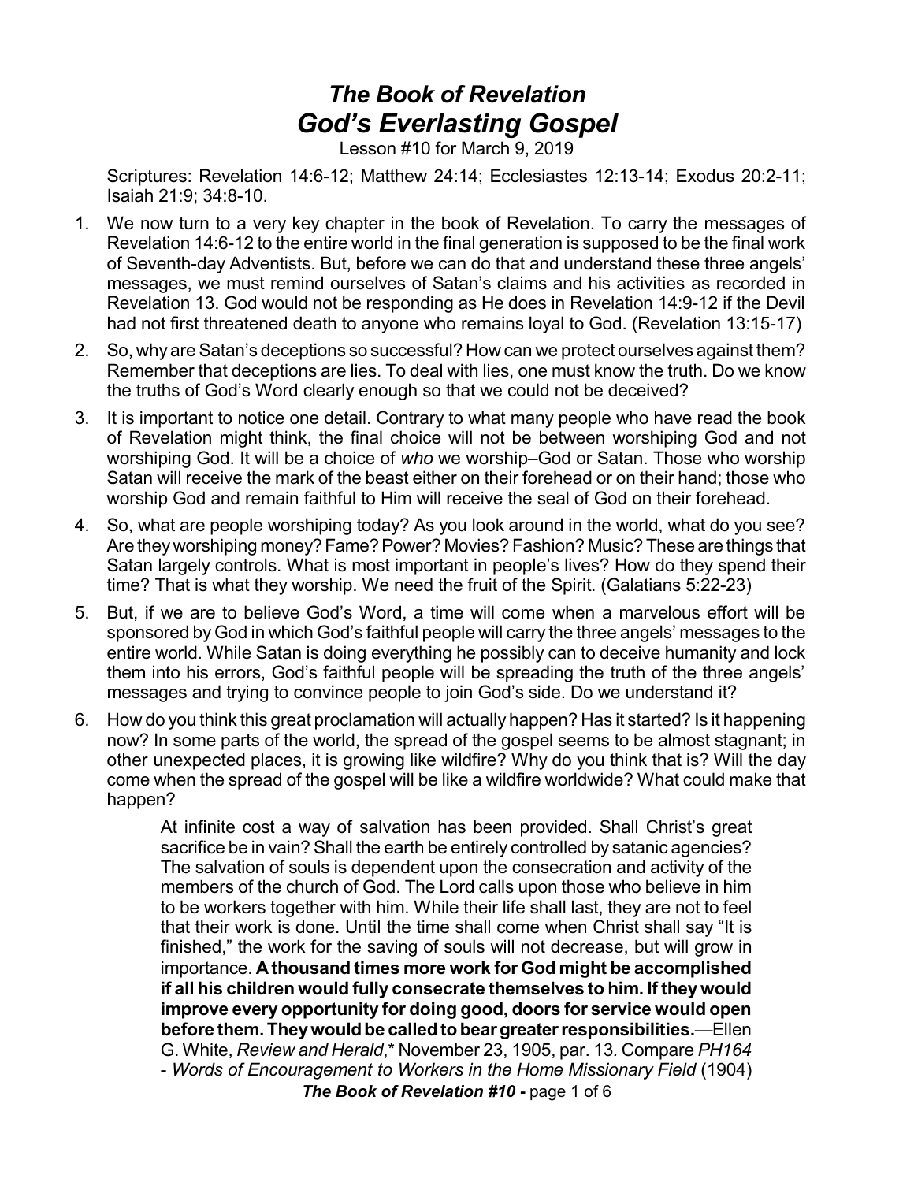# *The Book of Revelation*
# *God's Everlasting Gospel*

Lesson #10 for March 9, 2019

Scriptures: Revelation 14:6-12; Matthew 24:14; Ecclesiastes 12:13-14; Exodus 20:2-11; Isaiah 21:9; 34:8-10.

1. We now turn to a very key chapter in the book of Revelation. To carry the messages of Revelation 14:6-12 to the entire world in the final generation is supposed to be the final work of Seventh-day Adventists. But, before we can do that and understand these three angels' messages, we must remind ourselves of Satan's claims and his activities as recorded in Revelation 13. God would not be responding as He does in Revelation 14:9-12 if the Devil had not first threatened death to anyone who remains loyal to God. (Revelation 13:15-17)

2. So, why are Satan's deceptions so successful? How can we protect ourselves against them? Remember that deceptions are lies. To deal with lies, one must know the truth. Do we know the truths of God's Word clearly enough so that we could not be deceived?

3. It is important to notice one detail. Contrary to what many people who have read the book of Revelation might think, the final choice will not be between worshiping God and not worshiping God. It will be a choice of *who* we worship–God or Satan. Those who worship Satan will receive the mark of the beast either on their forehead or on their hand; those who worship God and remain faithful to Him will receive the seal of God on their forehead.

4. So, what are people worshiping today? As you look around in the world, what do you see? Are they worshiping money? Fame? Power? Movies? Fashion? Music? These are things that Satan largely controls. What is most important in people's lives? How do they spend their time? That is what they worship. We need the fruit of the Spirit. (Galatians 5:22-23)

5. But, if we are to believe God's Word, a time will come when a marvelous effort will be sponsored by God in which God's faithful people will carry the three angels' messages to the entire world. While Satan is doing everything he possibly can to deceive humanity and lock them into his errors, God's faithful people will be spreading the truth of the three angels' messages and trying to convince people to join God's side. Do we understand it?

6. How do you think this great proclamation will actually happen? Has it started? Is it happening now? In some parts of the world, the spread of the gospel seems to be almost stagnant; in other unexpected places, it is growing like wildfire? Why do you think that is? Will the day come when the spread of the gospel will be like a wildfire worldwide? What could make that happen?

> At infinite cost a way of salvation has been provided. Shall Christ's great sacrifice be in vain? Shall the earth be entirely controlled by satanic agencies? The salvation of souls is dependent upon the consecration and activity of the members of the church of God. The Lord calls upon those who believe in him to be workers together with him. While their life shall last, they are not to feel that their work is done. Until the time shall come when Christ shall say "It is finished," the work for the saving of souls will not decrease, but will grow in importance. **A thousand times more work for God might be accomplished if all his children would fully consecrate themselves to him. If they would improve every opportunity for doing good, doors for service would open before them. They would be called to bear greater responsibilities.**—Ellen G. White, *Review and Herald*,* November 23, 1905, par. 13. Compare *PH164 - Words of Encouragement to Workers in the Home Missionary Field* (1904)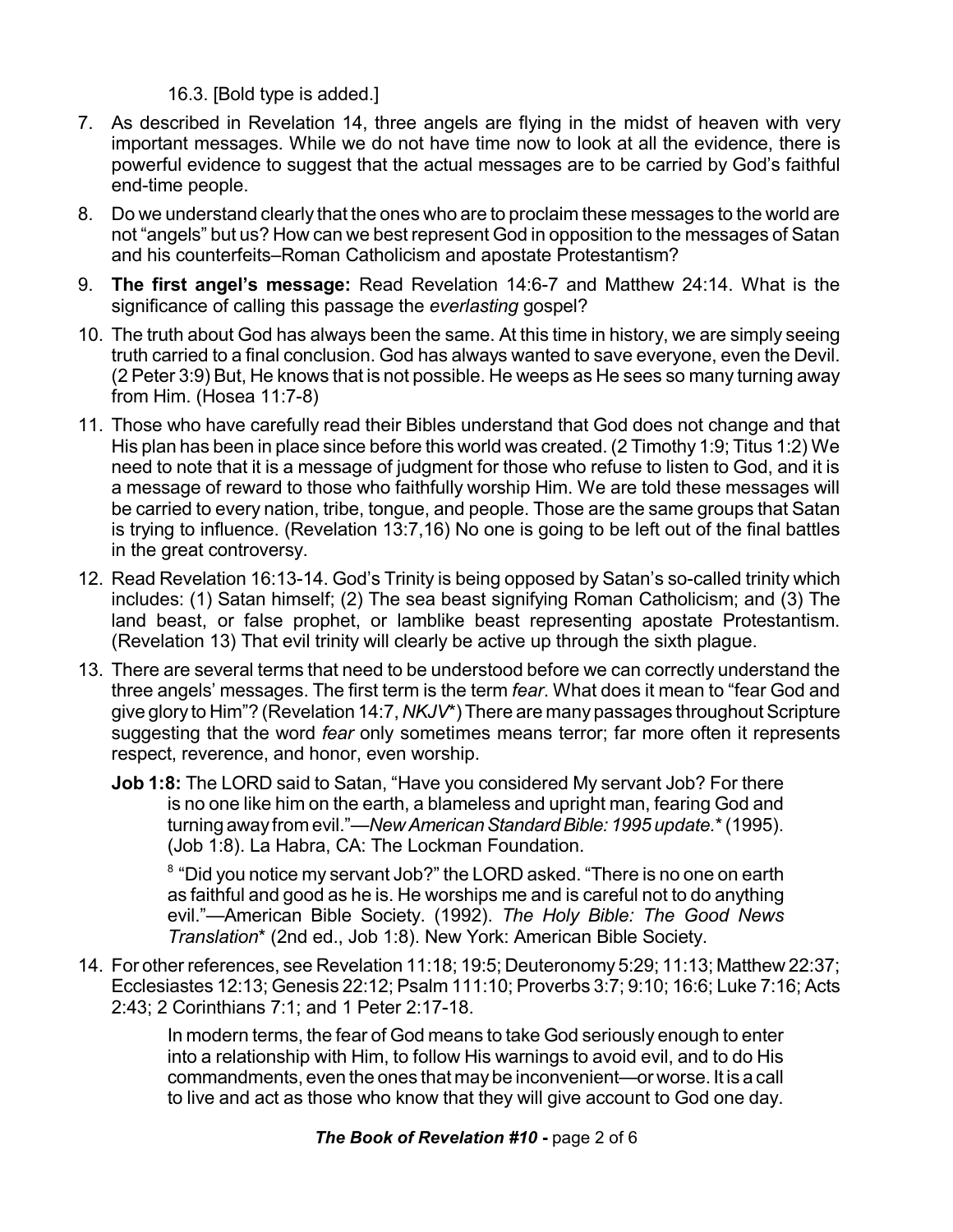16.3. [Bold type is added.]

7. As described in Revelation 14, three angels are flying in the midst of heaven with very important messages. While we do not have time now to look at all the evidence, there is powerful evidence to suggest that the actual messages are to be carried by God's faithful end-time people.

8. Do we understand clearly that the ones who are to proclaim these messages to the world are not "angels" but us? How can we best represent God in opposition to the messages of Satan and his counterfeits–Roman Catholicism and apostate Protestantism?

9. **The first angel's message:** Read Revelation 14:6-7 and Matthew 24:14. What is the significance of calling this passage the *everlasting* gospel?

10. The truth about God has always been the same. At this time in history, we are simply seeing truth carried to a final conclusion. God has always wanted to save everyone, even the Devil. (2 Peter 3:9) But, He knows that is not possible. He weeps as He sees so many turning away from Him. (Hosea 11:7-8)

11. Those who have carefully read their Bibles understand that God does not change and that His plan has been in place since before this world was created. (2 Timothy 1:9; Titus 1:2) We need to note that it is a message of judgment for those who refuse to listen to God, and it is a message of reward to those who faithfully worship Him. We are told these messages will be carried to every nation, tribe, tongue, and people. Those are the same groups that Satan is trying to influence. (Revelation 13:7,16) No one is going to be left out of the final battles in the great controversy.

12. Read Revelation 16:13-14. God's Trinity is being opposed by Satan's so-called trinity which includes: (1) Satan himself; (2) The sea beast signifying Roman Catholicism; and (3) The land beast, or false prophet, or lamblike beast representing apostate Protestantism. (Revelation 13) That evil trinity will clearly be active up through the sixth plague.

13. There are several terms that need to be understood before we can correctly understand the three angels' messages. The first term is the term *fear*. What does it mean to "fear God and give glory to Him"? (Revelation 14:7, *NKJV*\*) There are many passages throughout Scripture suggesting that the word *fear* only sometimes means terror; far more often it represents respect, reverence, and honor, even worship.

    **Job 1:8:** The LORD said to Satan, "Have you considered My servant Job? For there is no one like him on the earth, a blameless and upright man, fearing God and turning away from evil."—*New American Standard Bible: 1995 update.*\* (1995). (Job 1:8). La Habra, CA: The Lockman Foundation.

    [8] "Did you notice my servant Job?" the LORD asked. "There is no one on earth as faithful and good as he is. He worships me and is careful not to do anything evil."—American Bible Society. (1992). *The Holy Bible: The Good News Translation*\* (2nd ed., Job 1:8). New York: American Bible Society.

14. For other references, see Revelation 11:18; 19:5; Deuteronomy 5:29; 11:13; Matthew 22:37; Ecclesiastes 12:13; Genesis 22:12; Psalm 111:10; Proverbs 3:7; 9:10; 16:6; Luke 7:16; Acts 2:43; 2 Corinthians 7:1; and 1 Peter 2:17-18.

    In modern terms, the fear of God means to take God seriously enough to enter into a relationship with Him, to follow His warnings to avoid evil, and to do His commandments, even the ones that may be inconvenient—or worse. It is a call to live and act as those who know that they will give account to God one day.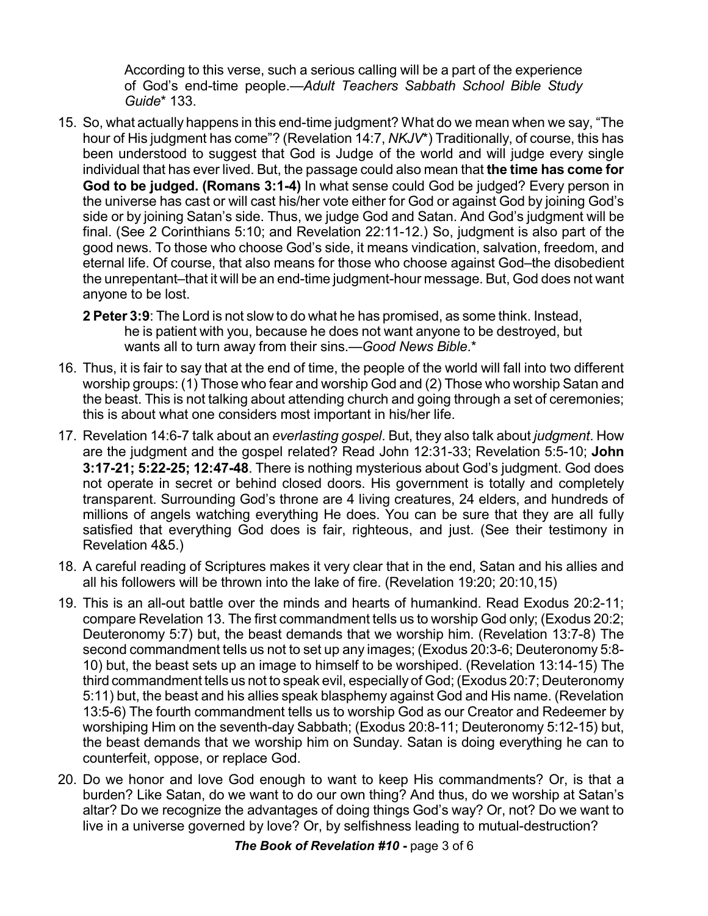According to this verse, such a serious calling will be a part of the experience of God's end-time people.—*Adult Teachers Sabbath School Bible Study Guide*\* 133.

15. So, what actually happens in this end-time judgment? What do we mean when we say, "The hour of His judgment has come"? (Revelation 14:7, *NKJV*\*) Traditionally, of course, this has been understood to suggest that God is Judge of the world and will judge every single individual that has ever lived. But, the passage could also mean that **the time has come for God to be judged. (Romans 3:1-4)** In what sense could God be judged? Every person in the universe has cast or will cast his/her vote either for God or against God by joining God's side or by joining Satan's side. Thus, we judge God and Satan. And God's judgment will be final. (See 2 Corinthians 5:10; and Revelation 22:11-12.) So, judgment is also part of the good news. To those who choose God's side, it means vindication, salvation, freedom, and eternal life. Of course, that also means for those who choose against God–the disobedient the unrepentant–that it will be an end-time judgment-hour message. But, God does not want anyone to be lost.

    **2 Peter 3:9**: The Lord is not slow to do what he has promised, as some think. Instead, he is patient with you, because he does not want anyone to be destroyed, but wants all to turn away from their sins.—*Good News Bible*.\*

16. Thus, it is fair to say that at the end of time, the people of the world will fall into two different worship groups: (1) Those who fear and worship God and (2) Those who worship Satan and the beast. This is not talking about attending church and going through a set of ceremonies; this is about what one considers most important in his/her life.

17. Revelation 14:6-7 talk about an *everlasting gospel*. But, they also talk about *judgment*. How are the judgment and the gospel related? Read John 12:31-33; Revelation 5:5-10; **John 3:17-21; 5:22-25; 12:47-48**. There is nothing mysterious about God's judgment. God does not operate in secret or behind closed doors. His government is totally and completely transparent. Surrounding God's throne are 4 living creatures, 24 elders, and hundreds of millions of angels watching everything He does. You can be sure that they are all fully satisfied that everything God does is fair, righteous, and just. (See their testimony in Revelation 4&5.)

18. A careful reading of Scriptures makes it very clear that in the end, Satan and his allies and all his followers will be thrown into the lake of fire. (Revelation 19:20; 20:10,15)

19. This is an all-out battle over the minds and hearts of humankind. Read Exodus 20:2-11; compare Revelation 13. The first commandment tells us to worship God only; (Exodus 20:2; Deuteronomy 5:7) but, the beast demands that we worship him. (Revelation 13:7-8) The second commandment tells us not to set up any images; (Exodus 20:3-6; Deuteronomy 5:8-10) but, the beast sets up an image to himself to be worshiped. (Revelation 13:14-15) The third commandment tells us not to speak evil, especially of God; (Exodus 20:7; Deuteronomy 5:11) but, the beast and his allies speak blasphemy against God and His name. (Revelation 13:5-6) The fourth commandment tells us to worship God as our Creator and Redeemer by worshiping Him on the seventh-day Sabbath; (Exodus 20:8-11; Deuteronomy 5:12-15) but, the beast demands that we worship him on Sunday. Satan is doing everything he can to counterfeit, oppose, or replace God.

20. Do we honor and love God enough to want to keep His commandments? Or, is that a burden? Like Satan, do we want to do our own thing? And thus, do we worship at Satan's altar? Do we recognize the advantages of doing things God's way? Or, not? Do we want to live in a universe governed by love? Or, by selfishness leading to mutual-destruction?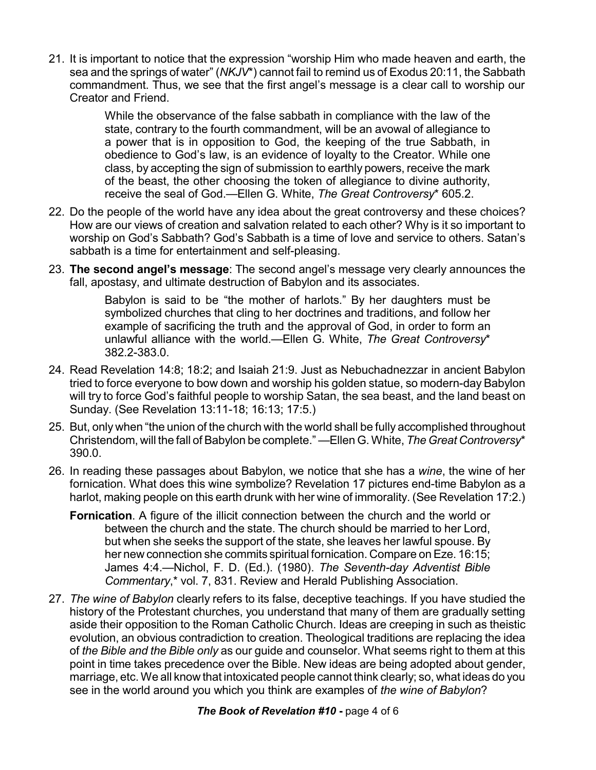21. It is important to notice that the expression "worship Him who made heaven and earth, the sea and the springs of water" (*NKJV**) cannot fail to remind us of Exodus 20:11, the Sabbath commandment. Thus, we see that the first angel's message is a clear call to worship our Creator and Friend.

> While the observance of the false sabbath in compliance with the law of the state, contrary to the fourth commandment, will be an avowal of allegiance to a power that is in opposition to God, the keeping of the true Sabbath, in obedience to God's law, is an evidence of loyalty to the Creator. While one class, by accepting the sign of submission to earthly powers, receive the mark of the beast, the other choosing the token of allegiance to divine authority, receive the seal of God.—Ellen G. White, *The Great Controversy** 605.2.

22. Do the people of the world have any idea about the great controversy and these choices? How are our views of creation and salvation related to each other? Why is it so important to worship on God's Sabbath? God's Sabbath is a time of love and service to others. Satan's sabbath is a time for entertainment and self-pleasing.

23. **The second angel's message**: The second angel's message very clearly announces the fall, apostasy, and ultimate destruction of Babylon and its associates.

> Babylon is said to be "the mother of harlots." By her daughters must be symbolized churches that cling to her doctrines and traditions, and follow her example of sacrificing the truth and the approval of God, in order to form an unlawful alliance with the world.—Ellen G. White, *The Great Controversy** 382.2-383.0.

24. Read Revelation 14:8; 18:2; and Isaiah 21:9. Just as Nebuchadnezzar in ancient Babylon tried to force everyone to bow down and worship his golden statue, so modern-day Babylon will try to force God's faithful people to worship Satan, the sea beast, and the land beast on Sunday. (See Revelation 13:11-18; 16:13; 17:5.)

25. But, only when "the union of the church with the world shall be fully accomplished throughout Christendom, will the fall of Babylon be complete." —Ellen G. White, *The Great Controversy** 390.0.

26. In reading these passages about Babylon, we notice that she has a *wine*, the wine of her fornication. What does this wine symbolize? Revelation 17 pictures end-time Babylon as a harlot, making people on this earth drunk with her wine of immorality. (See Revelation 17:2.)

    **Fornication**. A figure of the illicit connection between the church and the world or between the church and the state. The church should be married to her Lord, but when she seeks the support of the state, she leaves her lawful spouse. By her new connection she commits spiritual fornication. Compare on Eze. 16:15; James 4:4.—Nichol, F. D. (Ed.). (1980). *The Seventh-day Adventist Bible Commentary*,* vol. 7, 831. Review and Herald Publishing Association.

27. *The wine of Babylon* clearly refers to its false, deceptive teachings. If you have studied the history of the Protestant churches, you understand that many of them are gradually setting aside their opposition to the Roman Catholic Church. Ideas are creeping in such as theistic evolution, an obvious contradiction to creation. Theological traditions are replacing the idea of *the Bible and the Bible only* as our guide and counselor. What seems right to them at this point in time takes precedence over the Bible. New ideas are being adopted about gender, marriage, etc. We all know that intoxicated people cannot think clearly; so, what ideas do you see in the world around you which you think are examples of *the wine of Babylon*?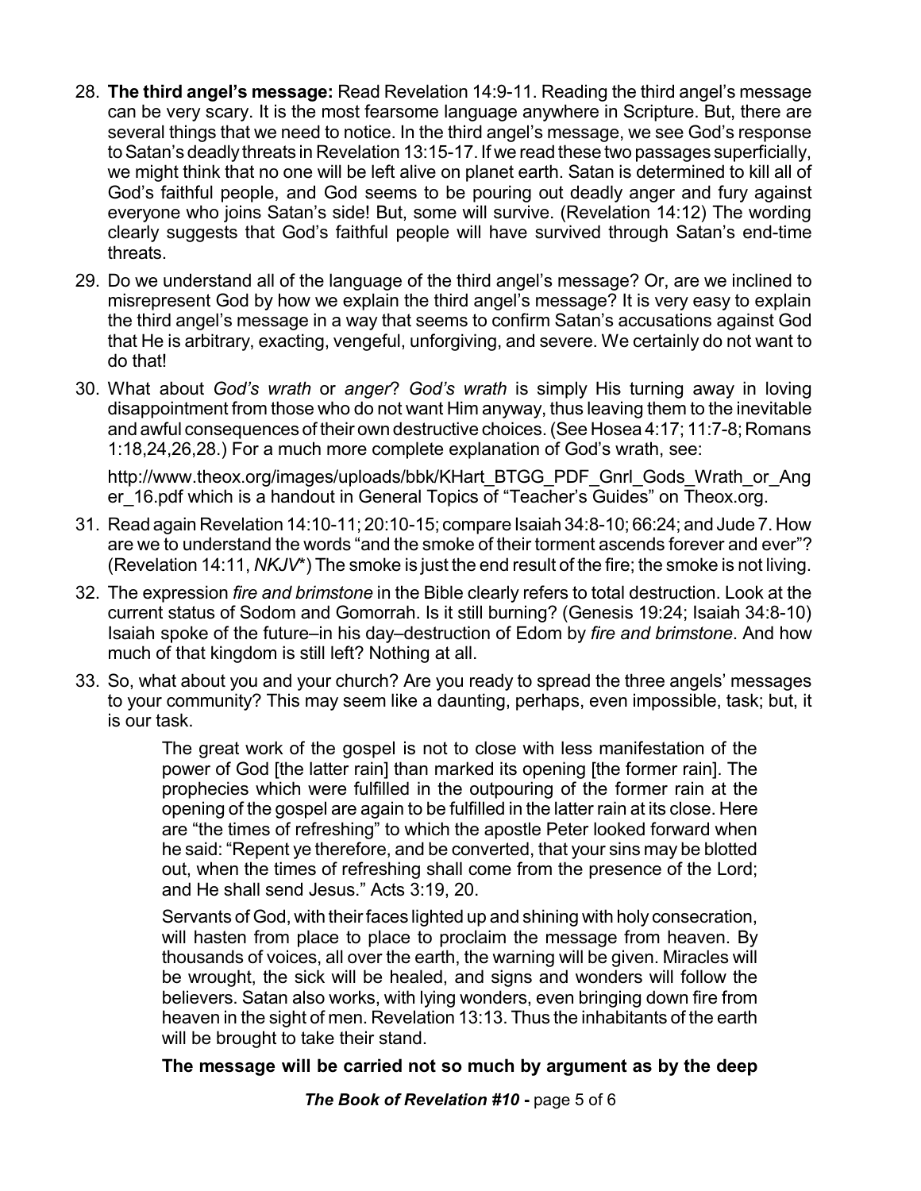28. **The third angel's message:** Read Revelation 14:9-11. Reading the third angel's message can be very scary. It is the most fearsome language anywhere in Scripture. But, there are several things that we need to notice. In the third angel's message, we see God's response to Satan's deadly threats in Revelation 13:15-17. If we read these two passages superficially, we might think that no one will be left alive on planet earth. Satan is determined to kill all of God's faithful people, and God seems to be pouring out deadly anger and fury against everyone who joins Satan's side! But, some will survive. (Revelation 14:12) The wording clearly suggests that God's faithful people will have survived through Satan's end-time threats.

29. Do we understand all of the language of the third angel's message? Or, are we inclined to misrepresent God by how we explain the third angel's message? It is very easy to explain the third angel's message in a way that seems to confirm Satan's accusations against God that He is arbitrary, exacting, vengeful, unforgiving, and severe. We certainly do not want to do that!

30. What about *God's wrath* or *anger*? *God's wrath* is simply His turning away in loving disappointment from those who do not want Him anyway, thus leaving them to the inevitable and awful consequences of their own destructive choices. (See Hosea 4:17; 11:7-8; Romans 1:18,24,26,28.) For a much more complete explanation of God's wrath, see:

    http://www.theox.org/images/uploads/bbk/KHart_BTGG_PDF_Gnrl_Gods_Wrath_or_Anger_16.pdf which is a handout in General Topics of "Teacher's Guides" on Theox.org.

31. Read again Revelation 14:10-11; 20:10-15; compare Isaiah 34:8-10; 66:24; and Jude 7. How are we to understand the words "and the smoke of their torment ascends forever and ever"? (Revelation 14:11, *NKJV*\*) The smoke is just the end result of the fire; the smoke is not living.

32. The expression *fire and brimstone* in the Bible clearly refers to total destruction. Look at the current status of Sodom and Gomorrah. Is it still burning? (Genesis 19:24; Isaiah 34:8-10) Isaiah spoke of the future–in his day–destruction of Edom by *fire and brimstone*. And how much of that kingdom is still left? Nothing at all.

33. So, what about you and your church? Are you ready to spread the three angels' messages to your community? This may seem like a daunting, perhaps, even impossible, task; but, it is our task.

    > The great work of the gospel is not to close with less manifestation of the power of God [the latter rain] than marked its opening [the former rain]. The prophecies which were fulfilled in the outpouring of the former rain at the opening of the gospel are again to be fulfilled in the latter rain at its close. Here are "the times of refreshing" to which the apostle Peter looked forward when he said: "Repent ye therefore, and be converted, that your sins may be blotted out, when the times of refreshing shall come from the presence of the Lord; and He shall send Jesus." Acts 3:19, 20.
    >
    > Servants of God, with their faces lighted up and shining with holy consecration, will hasten from place to place to proclaim the message from heaven. By thousands of voices, all over the earth, the warning will be given. Miracles will be wrought, the sick will be healed, and signs and wonders will follow the believers. Satan also works, with lying wonders, even bringing down fire from heaven in the sight of men. Revelation 13:13. Thus the inhabitants of the earth will be brought to take their stand.
    >
    > **The message will be carried not so much by argument as by the deep**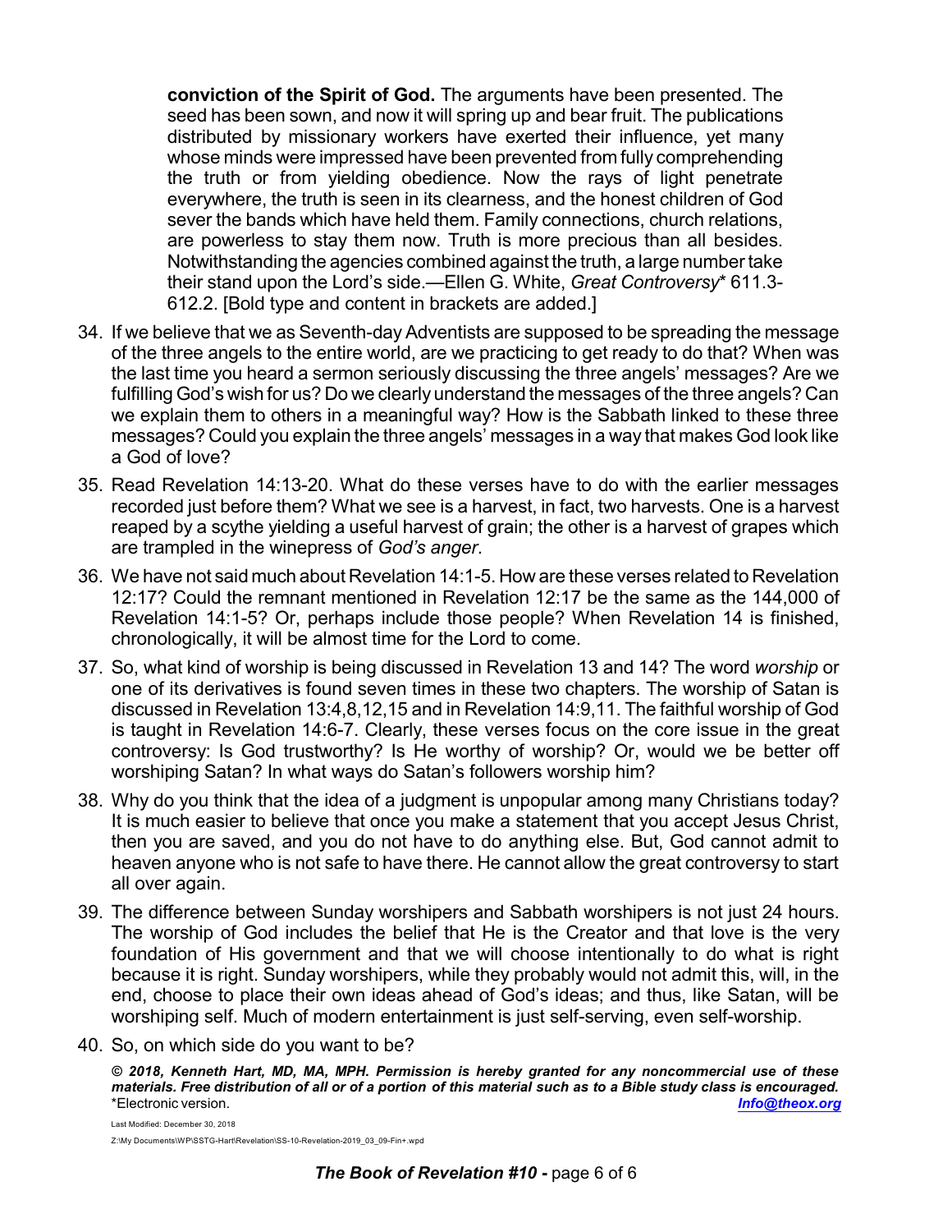> **conviction of the Spirit of God.** The arguments have been presented. The seed has been sown, and now it will spring up and bear fruit. The publications distributed by missionary workers have exerted their influence, yet many whose minds were impressed have been prevented from fully comprehending the truth or from yielding obedience. Now the rays of light penetrate everywhere, the truth is seen in its clearness, and the honest children of God sever the bands which have held them. Family connections, church relations, are powerless to stay them now. Truth is more precious than all besides. Notwithstanding the agencies combined against the truth, a large number take their stand upon the Lord's side.—Ellen G. White, *Great Controversy*\* 611.3-612.2. [Bold type and content in brackets are added.]

34. If we believe that we as Seventh-day Adventists are supposed to be spreading the message of the three angels to the entire world, are we practicing to get ready to do that? When was the last time you heard a sermon seriously discussing the three angels' messages? Are we fulfilling God's wish for us? Do we clearly understand the messages of the three angels? Can we explain them to others in a meaningful way? How is the Sabbath linked to these three messages? Could you explain the three angels' messages in a way that makes God look like a God of love?

35. Read Revelation 14:13-20. What do these verses have to do with the earlier messages recorded just before them? What we see is a harvest, in fact, two harvests. One is a harvest reaped by a scythe yielding a useful harvest of grain; the other is a harvest of grapes which are trampled in the winepress of *God's anger*.

36. We have not said much about Revelation 14:1-5. How are these verses related to Revelation 12:17? Could the remnant mentioned in Revelation 12:17 be the same as the 144,000 of Revelation 14:1-5? Or, perhaps include those people? When Revelation 14 is finished, chronologically, it will be almost time for the Lord to come.

37. So, what kind of worship is being discussed in Revelation 13 and 14? The word *worship* or one of its derivatives is found seven times in these two chapters. The worship of Satan is discussed in Revelation 13:4,8,12,15 and in Revelation 14:9,11. The faithful worship of God is taught in Revelation 14:6-7. Clearly, these verses focus on the core issue in the great controversy: Is God trustworthy? Is He worthy of worship? Or, would we be better off worshiping Satan? In what ways do Satan's followers worship him?

38. Why do you think that the idea of a judgment is unpopular among many Christians today? It is much easier to believe that once you make a statement that you accept Jesus Christ, then you are saved, and you do not have to do anything else. But, God cannot admit to heaven anyone who is not safe to have there. He cannot allow the great controversy to start all over again.

39. The difference between Sunday worshipers and Sabbath worshipers is not just 24 hours. The worship of God includes the belief that He is the Creator and that love is the very foundation of His government and that we will choose intentionally to do what is right because it is right. Sunday worshipers, while they probably would not admit this, will, in the end, choose to place their own ideas ahead of God's ideas; and thus, like Satan, will be worshiping self. Much of modern entertainment is just self-serving, even self-worship.

40. So, on which side do you want to be?

***© 2018, Kenneth Hart, MD, MA, MPH. Permission is hereby granted for any noncommercial use of these materials. Free distribution of all or of a portion of this material such as to a Bible study class is encouraged.***
\*Electronic version. ***Info@theox.org***

Last Modified: December 30, 2018

Z:\My Documents\WP\SSTG-Hart\Revelation\SS-10-Revelation-2019_03_09-Fin+.wpd